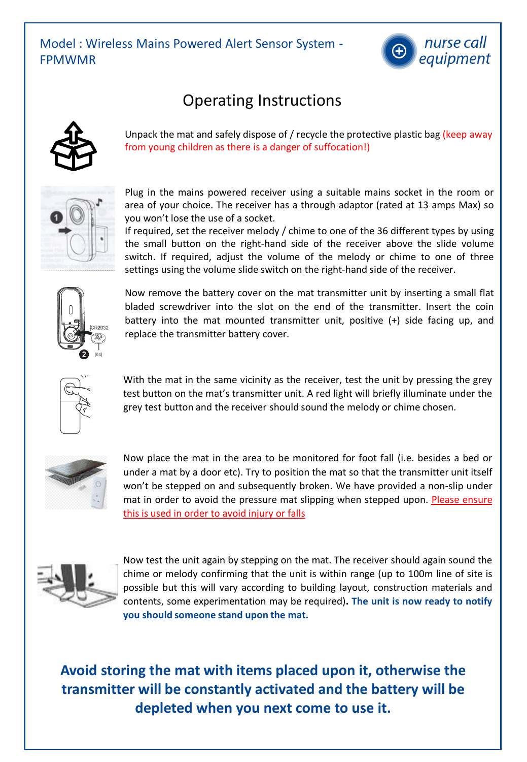Model : Wireless Mains Powered Alert Sensor System - FPMWMR

nurse call equipment

# Operating Instructions

Unpack the mat and safely dispose of / recycle the protective plastic bag (keep away from young children as there is a danger of suffocation!)

Plug in the mains powered receiver using a suitable mains socket in the room or area of your choice. The receiver has a through adaptor (rated at 13 amps Max) so you won't lose the use of a socket.
If required, set the receiver melody / chime to one of the 36 different types by using the small button on the right-hand side of the receiver above the slide volume switch. If required, adjust the volume of the melody or chime to one of three settings using the volume slide switch on the right-hand side of the receiver.

Now remove the battery cover on the mat transmitter unit by inserting a small flat bladed screwdriver into the slot on the end of the transmitter. Insert the coin battery into the mat mounted transmitter unit, positive (+) side facing up, and replace the transmitter battery cover.

With the mat in the same vicinity as the receiver, test the unit by pressing the grey test button on the mat's transmitter unit. A red light will briefly illuminate under the grey test button and the receiver should sound the melody or chime chosen.

Now place the mat in the area to be monitored for foot fall (i.e. besides a bed or under a mat by a door etc). Try to position the mat so that the transmitter unit itself won't be stepped on and subsequently broken. We have provided a non-slip under mat in order to avoid the pressure mat slipping when stepped upon. Please ensure this is used in order to avoid injury or falls

Now test the unit again by stepping on the mat. The receiver should again sound the chime or melody confirming that the unit is within range (up to 100m line of site is possible but this will vary according to building layout, construction materials and contents, some experimentation may be required). **The unit is now ready to notify you should someone stand upon the mat.**

**Avoid storing the mat with items placed upon it, otherwise the transmitter will be constantly activated and the battery will be depleted when you next come to use it.**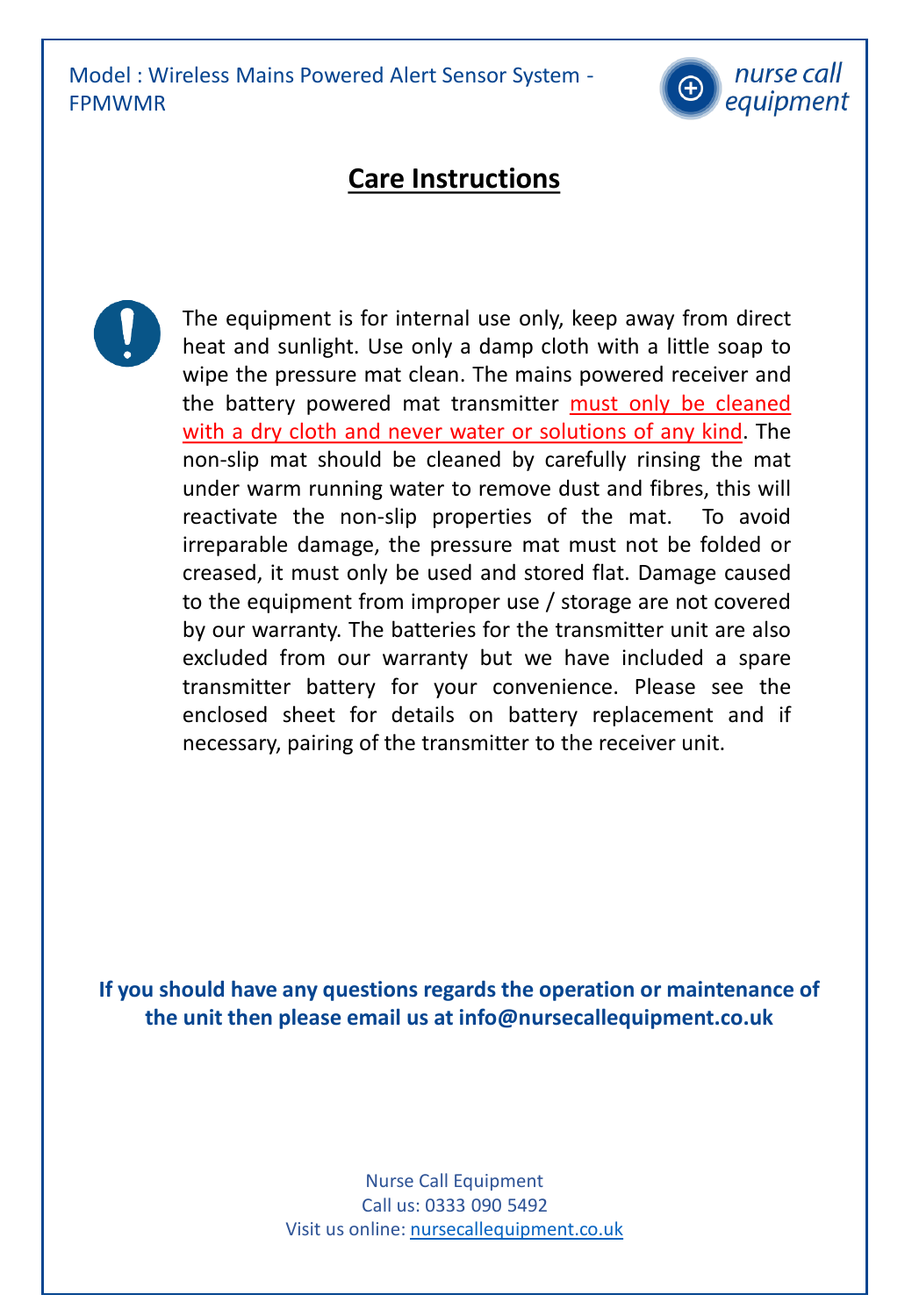Model : Wireless Mains Powered Alert Sensor System - FPMWMR

nurse call equipment

# Care Instructions

The equipment is for internal use only, keep away from direct heat and sunlight. Use only a damp cloth with a little soap to wipe the pressure mat clean. The mains powered receiver and the battery powered mat transmitter must only be cleaned with a dry cloth and never water or solutions of any kind. The non-slip mat should be cleaned by carefully rinsing the mat under warm running water to remove dust and fibres, this will reactivate the non-slip properties of the mat. To avoid irreparable damage, the pressure mat must not be folded or creased, it must only be used and stored flat. Damage caused to the equipment from improper use / storage are not covered by our warranty. The batteries for the transmitter unit are also excluded from our warranty but we have included a spare transmitter battery for your convenience. Please see the enclosed sheet for details on battery replacement and if necessary, pairing of the transmitter to the receiver unit.

**If you should have any questions regards the operation or maintenance of the unit then please email us at info@nursecallequipment.co.uk**

Nurse Call Equipment
Call us: 0333 090 5492
Visit us online: nursecallequipment.co.uk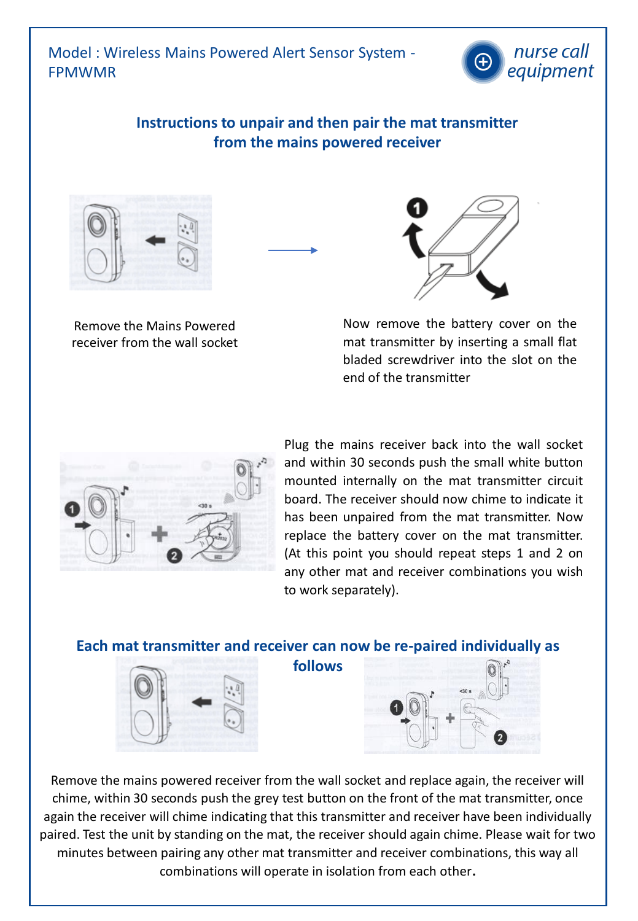Model : Wireless Mains Powered Alert Sensor System - FPMWMR

nurse call equipment

## Instructions to unpair and then pair the mat transmitter from the mains powered receiver

Remove the Mains Powered receiver from the wall socket

Now remove the battery cover on the mat transmitter by inserting a small flat bladed screwdriver into the slot on the end of the transmitter

Plug the mains receiver back into the wall socket and within 30 seconds push the small white button mounted internally on the mat transmitter circuit board. The receiver should now chime to indicate it has been unpaired from the mat transmitter. Now replace the battery cover on the mat transmitter. (At this point you should repeat steps 1 and 2 on any other mat and receiver combinations you wish to work separately).

## Each mat transmitter and receiver can now be re-paired individually as follows

Remove the mains powered receiver from the wall socket and replace again, the receiver will chime, within 30 seconds push the grey test button on the front of the mat transmitter, once again the receiver will chime indicating that this transmitter and receiver have been individually paired. Test the unit by standing on the mat, the receiver should again chime. Please wait for two minutes between pairing any other mat transmitter and receiver combinations, this way all combinations will operate in isolation from each other.